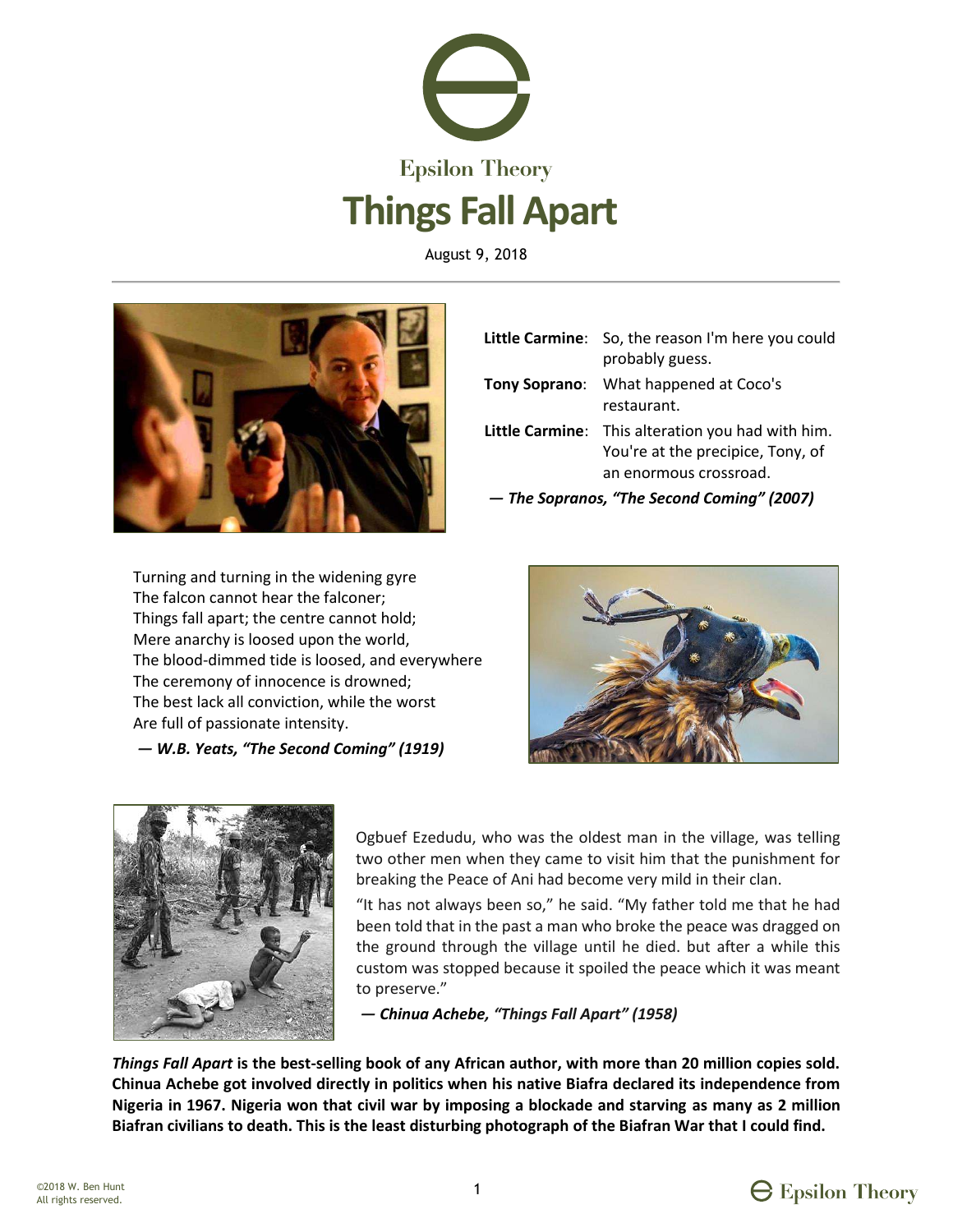Epsilon Theory

# Things Fall Apart

August 9, 2018

| | |
|---|---|
| **Little Carmine**: | So, the reason I'm here you could probably guess. |
| **Tony Soprano**: | What happened at Coco's restaurant. |
| **Little Carmine**: | This alteration you had with him. You're at the precipice, Tony, of an enormous crossroad. |

***— The Sopranos, "The Second Coming" (2007)***

Turning and turning in the widening gyre  
The falcon cannot hear the falconer;  
Things fall apart; the centre cannot hold;  
Mere anarchy is loosed upon the world,  
The blood-dimmed tide is loosed, and everywhere  
The ceremony of innocence is drowned;  
The best lack all conviction, while the worst  
Are full of passionate intensity.

***— W.B. Yeats, "The Second Coming" (1919)***

Ogbuef Ezedudu, who was the oldest man in the village, was telling two other men when they came to visit him that the punishment for breaking the Peace of Ani had become very mild in their clan.

"It has not always been so," he said. "My father told me that he had been told that in the past a man who broke the peace was dragged on the ground through the village until he died. but after a while this custom was stopped because it spoiled the peace which it was meant to preserve."

***— Chinua Achebe, "Things Fall Apart" (1958)***

***Things Fall Apart*** **is the best-selling book of any African author, with more than 20 million copies sold. Chinua Achebe got involved directly in politics when his native Biafra declared its independence from Nigeria in 1967. Nigeria won that civil war by imposing a blockade and starving as many as 2 million Biafran civilians to death. This is the least disturbing photograph of the Biafran War that I could find.**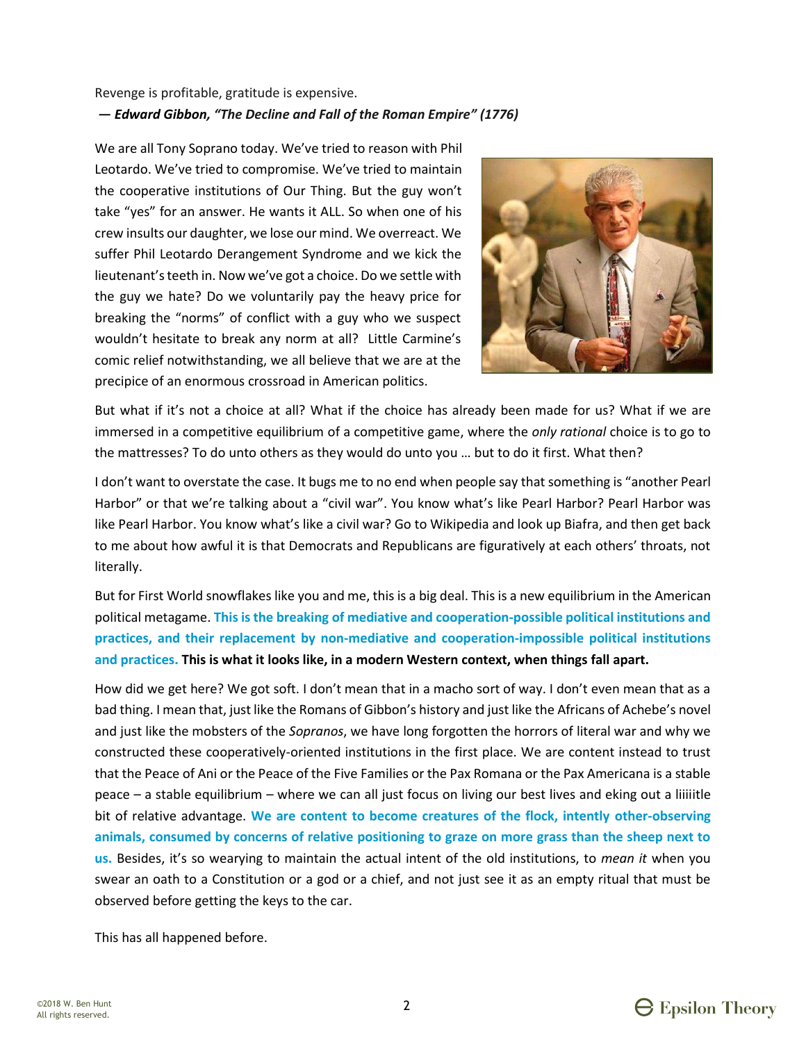Revenge is profitable, gratitude is expensive.

***— Edward Gibbon, "The Decline and Fall of the Roman Empire" (1776)***

We are all Tony Soprano today. We've tried to reason with Phil Leotardo. We've tried to compromise. We've tried to maintain the cooperative institutions of Our Thing. But the guy won't take "yes" for an answer. He wants it ALL. So when one of his crew insults our daughter, we lose our mind. We overreact. We suffer Phil Leotardo Derangement Syndrome and we kick the lieutenant's teeth in. Now we've got a choice. Do we settle with the guy we hate? Do we voluntarily pay the heavy price for breaking the "norms" of conflict with a guy who we suspect wouldn't hesitate to break any norm at all? Little Carmine's comic relief notwithstanding, we all believe that we are at the precipice of an enormous crossroad in American politics.

But what if it's not a choice at all? What if the choice has already been made for us? What if we are immersed in a competitive equilibrium of a competitive game, where the *only rational* choice is to go to the mattresses? To do unto others as they would do unto you … but to do it first. What then?

I don't want to overstate the case. It bugs me to no end when people say that something is "another Pearl Harbor" or that we're talking about a "civil war". You know what's like Pearl Harbor? Pearl Harbor was like Pearl Harbor. You know what's like a civil war? Go to Wikipedia and look up Biafra, and then get back to me about how awful it is that Democrats and Republicans are figuratively at each others' throats, not literally.

But for First World snowflakes like you and me, this is a big deal. This is a new equilibrium in the American political metagame. **This is the breaking of mediative and cooperation-possible political institutions and practices, and their replacement by non-mediative and cooperation-impossible political institutions and practices. This is what it looks like, in a modern Western context, when things fall apart.**

How did we get here? We got soft. I don't mean that in a macho sort of way. I don't even mean that as a bad thing. I mean that, just like the Romans of Gibbon's history and just like the Africans of Achebe's novel and just like the mobsters of the *Sopranos*, we have long forgotten the horrors of literal war and why we constructed these cooperatively-oriented institutions in the first place. We are content instead to trust that the Peace of Ani or the Peace of the Five Families or the Pax Romana or the Pax Americana is a stable peace – a stable equilibrium – where we can all just focus on living our best lives and eking out a liiiiitle bit of relative advantage. **We are content to become creatures of the flock, intently other-observing animals, consumed by concerns of relative positioning to graze on more grass than the sheep next to us.** Besides, it's so wearying to maintain the actual intent of the old institutions, to *mean it* when you swear an oath to a Constitution or a god or a chief, and not just see it as an empty ritual that must be observed before getting the keys to the car.

This has all happened before.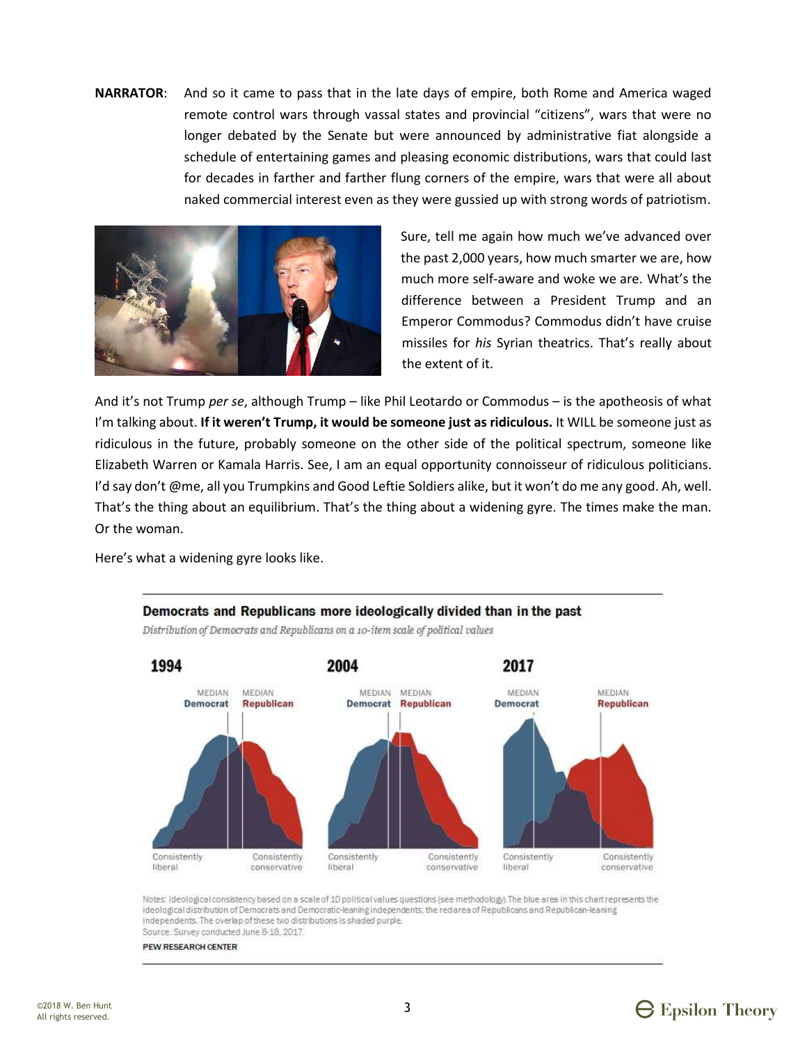**NARRATOR**: And so it came to pass that in the late days of empire, both Rome and America waged remote control wars through vassal states and provincial "citizens", wars that were no longer debated by the Senate but were announced by administrative fiat alongside a schedule of entertaining games and pleasing economic distributions, wars that could last for decades in farther and farther flung corners of the empire, wars that were all about naked commercial interest even as they were gussied up with strong words of patriotism.

Sure, tell me again how much we've advanced over the past 2,000 years, how much smarter we are, how much more self-aware and woke we are. What's the difference between a President Trump and an Emperor Commodus? Commodus didn't have cruise missiles for *his* Syrian theatrics. That's really about the extent of it.

And it's not Trump *per se*, although Trump – like Phil Leotardo or Commodus – is the apotheosis of what I'm talking about. **If it weren't Trump, it would be someone just as ridiculous.** It WILL be someone just as ridiculous in the future, probably someone on the other side of the political spectrum, someone like Elizabeth Warren or Kamala Harris. See, I am an equal opportunity connoisseur of ridiculous politicians. I'd say don't @me, all you Trumpkins and Good Leftie Soldiers alike, but it won't do me any good. Ah, well. That's the thing about an equilibrium. That's the thing about a widening gyre. The times make the man. Or the woman.

Here's what a widening gyre looks like.

**Democrats and Republicans more ideologically divided than in the past**

*Distribution of Democrats and Republicans on a 10-item scale of political values*

1994 — MEDIAN Democrat, MEDIAN Republican — Consistently liberal … Consistently conservative

2004 — MEDIAN Democrat, MEDIAN Republican — Consistently liberal … Consistently conservative

2017 — MEDIAN Democrat, MEDIAN Republican — Consistently liberal … Consistently conservative

Notes: Ideological consistency based on a scale of 10 political values questions (see methodology). The blue area in this chart represents the ideological distribution of Democrats and Democratic-leaning independents; the red area of Republicans and Republican-leaning independents. The overlap of these two distributions is shaded purple.
Source: Survey conducted June 8-18, 2017.
PEW RESEARCH CENTER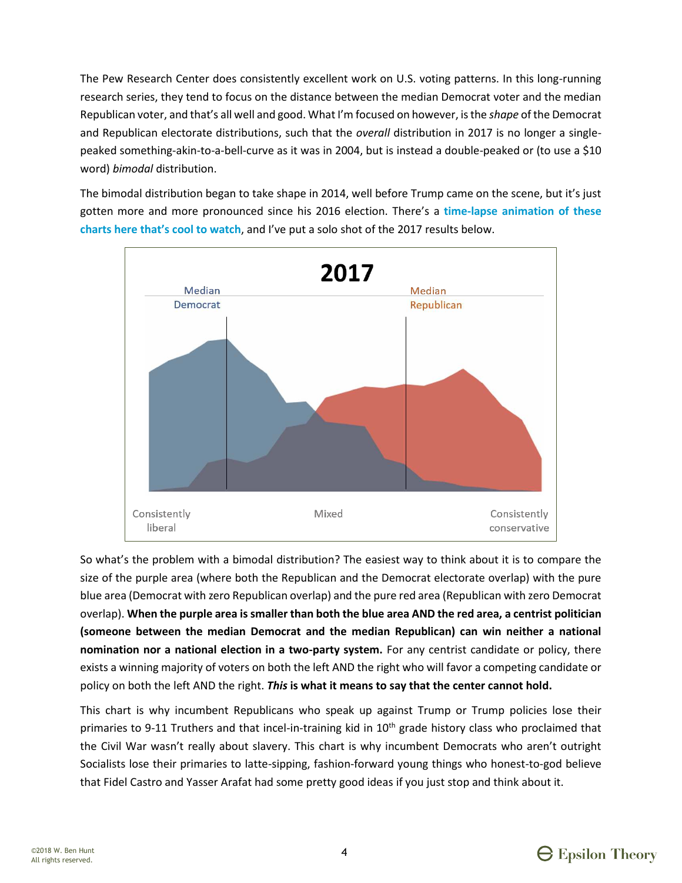The Pew Research Center does consistently excellent work on U.S. voting patterns. In this long-running research series, they tend to focus on the distance between the median Democrat voter and the median Republican voter, and that's all well and good. What I'm focused on however, is the *shape* of the Democrat and Republican electorate distributions, such that the *overall* distribution in 2017 is no longer a single-peaked something-akin-to-a-bell-curve as it was in 2004, but is instead a double-peaked or (to use a $10 word) *bimodal* distribution.

The bimodal distribution began to take shape in 2014, well before Trump came on the scene, but it's just gotten more and more pronounced since his 2016 election. There's a **time-lapse animation of these charts here that's cool to watch**, and I've put a solo shot of the 2017 results below.

**2017**

Median Democrat — Median Republican

Consistently liberal — Mixed — Consistently conservative

So what's the problem with a bimodal distribution? The easiest way to think about it is to compare the size of the purple area (where both the Republican and the Democrat electorate overlap) with the pure blue area (Democrat with zero Republican overlap) and the pure red area (Republican with zero Democrat overlap). **When the purple area is smaller than both the blue area AND the red area, a centrist politician (someone between the median Democrat and the median Republican) can win neither a national nomination nor a national election in a two-party system.** For any centrist candidate or policy, there exists a winning majority of voters on both the left AND the right who will favor a competing candidate or policy on both the left AND the right. ***This* is what it means to say that the center cannot hold.**

This chart is why incumbent Republicans who speak up against Trump or Trump policies lose their primaries to 9-11 Truthers and that incel-in-training kid in 10th grade history class who proclaimed that the Civil War wasn't really about slavery. This chart is why incumbent Democrats who aren't outright Socialists lose their primaries to latte-sipping, fashion-forward young things who honest-to-god believe that Fidel Castro and Yasser Arafat had some pretty good ideas if you just stop and think about it.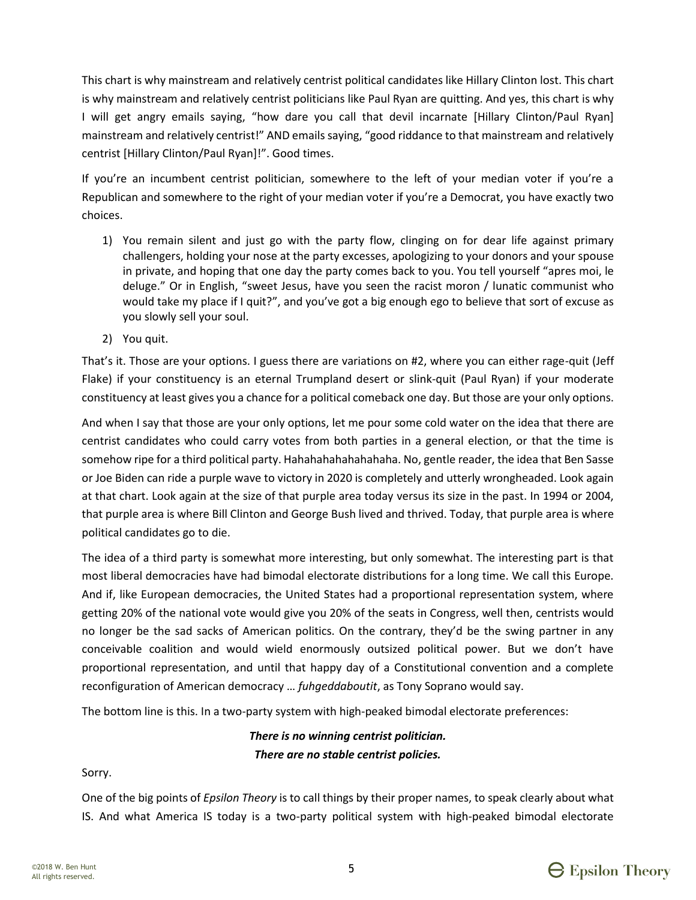This chart is why mainstream and relatively centrist political candidates like Hillary Clinton lost. This chart is why mainstream and relatively centrist politicians like Paul Ryan are quitting. And yes, this chart is why I will get angry emails saying, "how dare you call that devil incarnate [Hillary Clinton/Paul Ryan] mainstream and relatively centrist!" AND emails saying, "good riddance to that mainstream and relatively centrist [Hillary Clinton/Paul Ryan]!". Good times.

If you're an incumbent centrist politician, somewhere to the left of your median voter if you're a Republican and somewhere to the right of your median voter if you're a Democrat, you have exactly two choices.

1) You remain silent and just go with the party flow, clinging on for dear life against primary challengers, holding your nose at the party excesses, apologizing to your donors and your spouse in private, and hoping that one day the party comes back to you. You tell yourself "apres moi, le deluge." Or in English, "sweet Jesus, have you seen the racist moron / lunatic communist who would take my place if I quit?", and you've got a big enough ego to believe that sort of excuse as you slowly sell your soul.
2) You quit.

That's it. Those are your options. I guess there are variations on #2, where you can either rage-quit (Jeff Flake) if your constituency is an eternal Trumpland desert or slink-quit (Paul Ryan) if your moderate constituency at least gives you a chance for a political comeback one day. But those are your only options.

And when I say that those are your only options, let me pour some cold water on the idea that there are centrist candidates who could carry votes from both parties in a general election, or that the time is somehow ripe for a third political party. Hahahahahahahahaha. No, gentle reader, the idea that Ben Sasse or Joe Biden can ride a purple wave to victory in 2020 is completely and utterly wrongheaded. Look again at that chart. Look again at the size of that purple area today versus its size in the past. In 1994 or 2004, that purple area is where Bill Clinton and George Bush lived and thrived. Today, that purple area is where political candidates go to die.

The idea of a third party is somewhat more interesting, but only somewhat. The interesting part is that most liberal democracies have had bimodal electorate distributions for a long time. We call this Europe. And if, like European democracies, the United States had a proportional representation system, where getting 20% of the national vote would give you 20% of the seats in Congress, well then, centrists would no longer be the sad sacks of American politics. On the contrary, they'd be the swing partner in any conceivable coalition and would wield enormously outsized political power. But we don't have proportional representation, and until that happy day of a Constitutional convention and a complete reconfiguration of American democracy … *fuhgeddaboutit*, as Tony Soprano would say.

The bottom line is this. In a two-party system with high-peaked bimodal electorate preferences:

***There is no winning centrist politician.***
***There are no stable centrist policies.***

Sorry.

One of the big points of *Epsilon Theory* is to call things by their proper names, to speak clearly about what IS. And what America IS today is a two-party political system with high-peaked bimodal electorate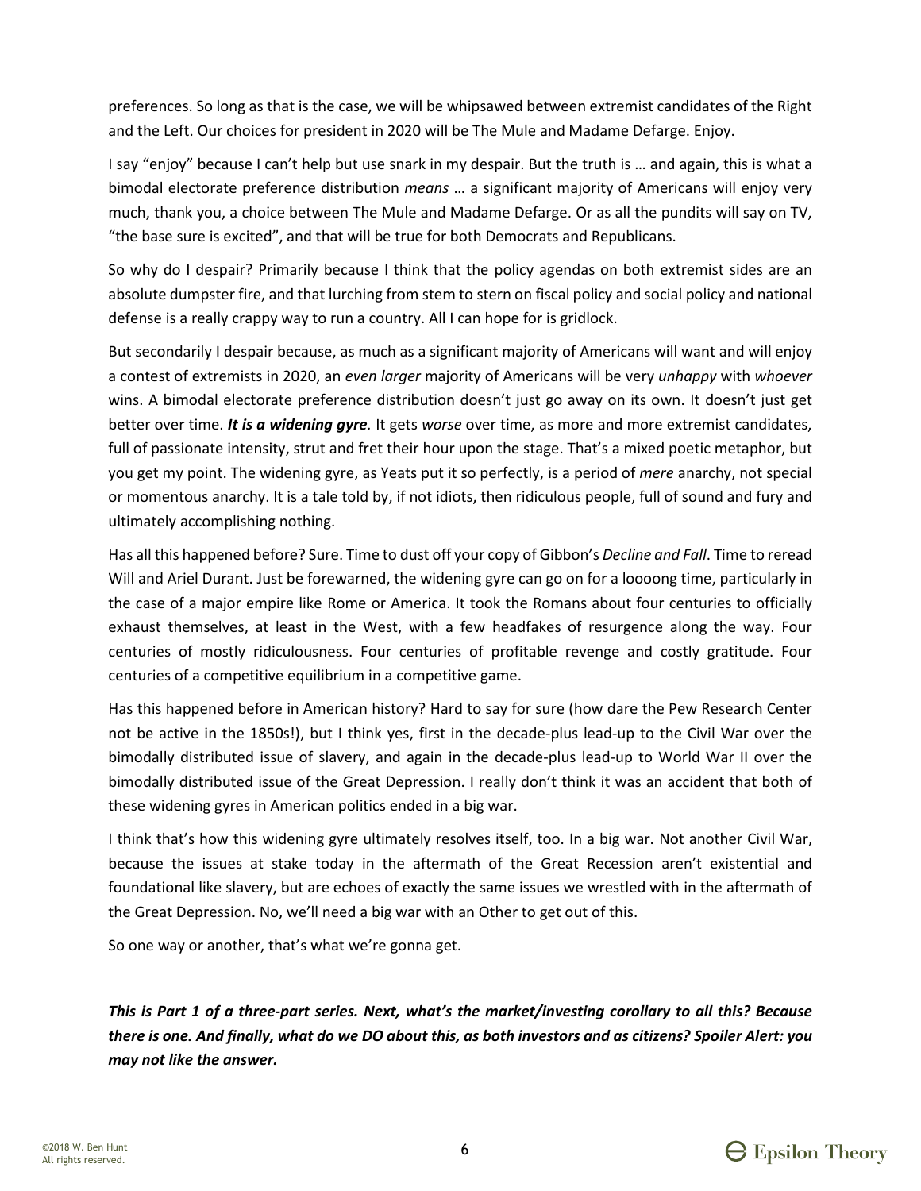preferences. So long as that is the case, we will be whipsawed between extremist candidates of the Right and the Left. Our choices for president in 2020 will be The Mule and Madame Defarge. Enjoy.

I say "enjoy" because I can't help but use snark in my despair. But the truth is … and again, this is what a bimodal electorate preference distribution *means* … a significant majority of Americans will enjoy very much, thank you, a choice between The Mule and Madame Defarge. Or as all the pundits will say on TV, "the base sure is excited", and that will be true for both Democrats and Republicans.

So why do I despair? Primarily because I think that the policy agendas on both extremist sides are an absolute dumpster fire, and that lurching from stem to stern on fiscal policy and social policy and national defense is a really crappy way to run a country. All I can hope for is gridlock.

But secondarily I despair because, as much as a significant majority of Americans will want and will enjoy a contest of extremists in 2020, an *even larger* majority of Americans will be very *unhappy* with *whoever* wins. A bimodal electorate preference distribution doesn't just go away on its own. It doesn't just get better over time. ***It is a widening gyre.*** It gets *worse* over time, as more and more extremist candidates, full of passionate intensity, strut and fret their hour upon the stage. That's a mixed poetic metaphor, but you get my point. The widening gyre, as Yeats put it so perfectly, is a period of *mere* anarchy, not special or momentous anarchy. It is a tale told by, if not idiots, then ridiculous people, full of sound and fury and ultimately accomplishing nothing.

Has all this happened before? Sure. Time to dust off your copy of Gibbon's *Decline and Fall*. Time to reread Will and Ariel Durant. Just be forewarned, the widening gyre can go on for a loooong time, particularly in the case of a major empire like Rome or America. It took the Romans about four centuries to officially exhaust themselves, at least in the West, with a few headfakes of resurgence along the way. Four centuries of mostly ridiculousness. Four centuries of profitable revenge and costly gratitude. Four centuries of a competitive equilibrium in a competitive game.

Has this happened before in American history? Hard to say for sure (how dare the Pew Research Center not be active in the 1850s!), but I think yes, first in the decade-plus lead-up to the Civil War over the bimodally distributed issue of slavery, and again in the decade-plus lead-up to World War II over the bimodally distributed issue of the Great Depression. I really don't think it was an accident that both of these widening gyres in American politics ended in a big war.

I think that's how this widening gyre ultimately resolves itself, too. In a big war. Not another Civil War, because the issues at stake today in the aftermath of the Great Recession aren't existential and foundational like slavery, but are echoes of exactly the same issues we wrestled with in the aftermath of the Great Depression. No, we'll need a big war with an Other to get out of this.

So one way or another, that's what we're gonna get.

***This is Part 1 of a three-part series. Next, what's the market/investing corollary to all this? Because there is one. And finally, what do we DO about this, as both investors and as citizens? Spoiler Alert: you may not like the answer.***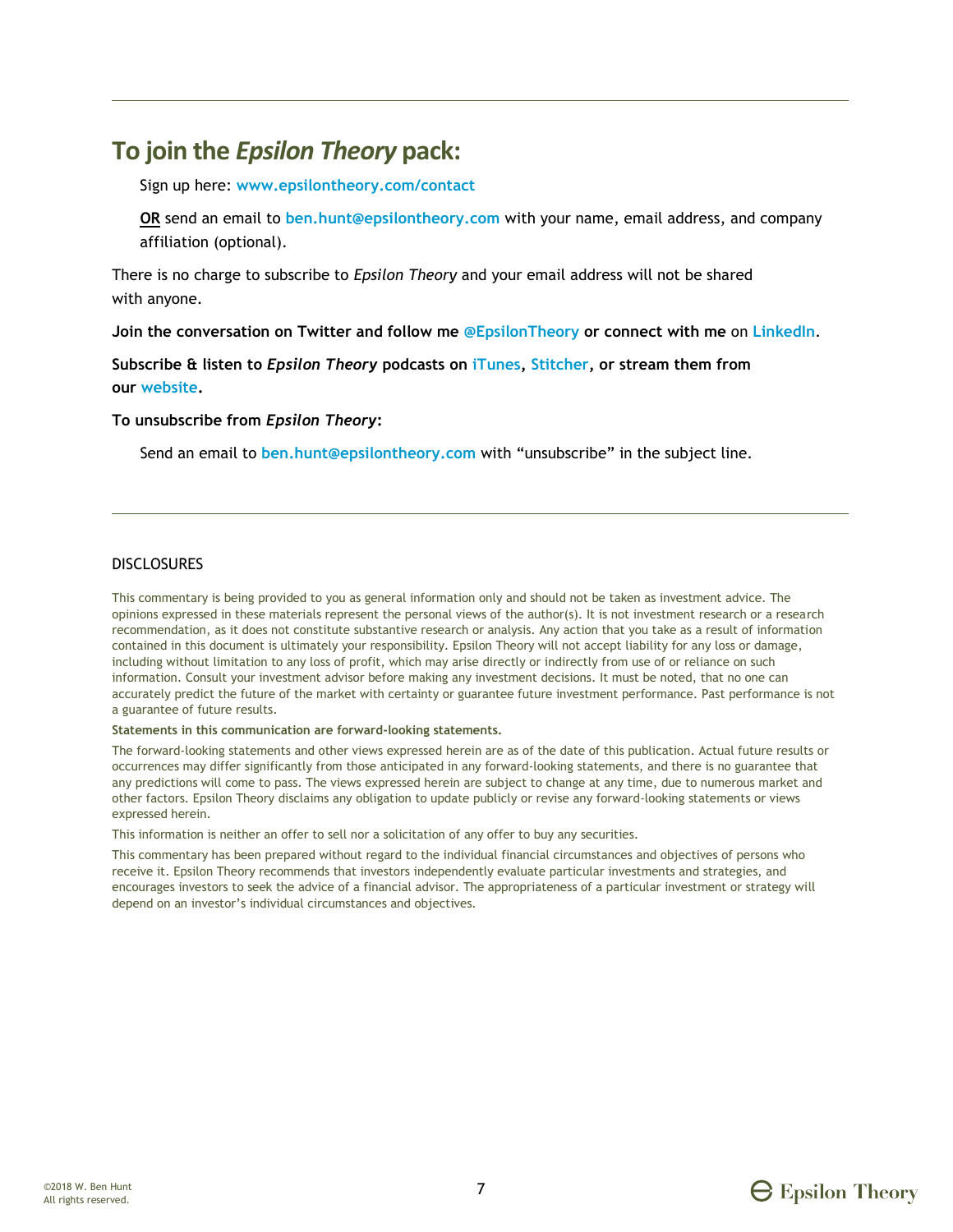## To join the *Epsilon Theory* pack:

Sign up here: www.epsilontheory.com/contact

**OR** send an email to ben.hunt@epsilontheory.com with your name, email address, and company affiliation (optional).

There is no charge to subscribe to *Epsilon Theory* and your email address will not be shared with anyone.

**Join the conversation on Twitter and follow me @EpsilonTheory or connect with me** on **LinkedIn**.

**Subscribe & listen to *Epsilon Theory* podcasts on iTunes, Stitcher, or stream them from our website.**

**To unsubscribe from *Epsilon Theory*:**

Send an email to ben.hunt@epsilontheory.com with "unsubscribe" in the subject line.

---

DISCLOSURES

This commentary is being provided to you as general information only and should not be taken as investment advice. The opinions expressed in these materials represent the personal views of the author(s). It is not investment research or a research recommendation, as it does not constitute substantive research or analysis. Any action that you take as a result of information contained in this document is ultimately your responsibility. Epsilon Theory will not accept liability for any loss or damage, including without limitation to any loss of profit, which may arise directly or indirectly from use of or reliance on such information. Consult your investment advisor before making any investment decisions. It must be noted, that no one can accurately predict the future of the market with certainty or guarantee future investment performance. Past performance is not a guarantee of future results.

**Statements in this communication are forward-looking statements.**

The forward-looking statements and other views expressed herein are as of the date of this publication. Actual future results or occurrences may differ significantly from those anticipated in any forward-looking statements, and there is no guarantee that any predictions will come to pass. The views expressed herein are subject to change at any time, due to numerous market and other factors. Epsilon Theory disclaims any obligation to update publicly or revise any forward-looking statements or views expressed herein.

This information is neither an offer to sell nor a solicitation of any offer to buy any securities.

This commentary has been prepared without regard to the individual financial circumstances and objectives of persons who receive it. Epsilon Theory recommends that investors independently evaluate particular investments and strategies, and encourages investors to seek the advice of a financial advisor. The appropriateness of a particular investment or strategy will depend on an investor's individual circumstances and objectives.

©2018 W. Ben Hunt
All rights reserved.